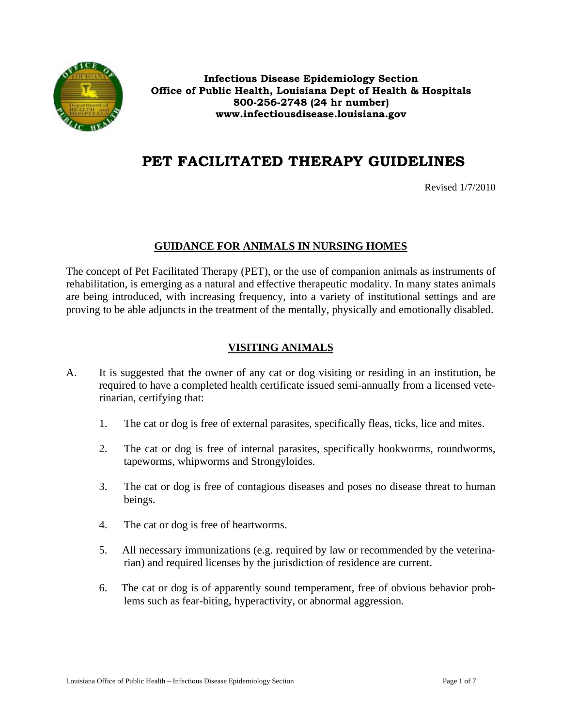**Infectious Disease Epidemiology Section**
**Office of Public Health, Louisiana Dept of Health & Hospitals**
**800-256-2748 (24 hr number)**
**www.infectiousdisease.louisiana.gov**

# PET FACILITATED THERAPY GUIDELINES

Revised 1/7/2010

## GUIDANCE FOR ANIMALS IN NURSING HOMES

The concept of Pet Facilitated Therapy (PET), or the use of companion animals as instruments of rehabilitation, is emerging as a natural and effective therapeutic modality. In many states animals are being introduced, with increasing frequency, into a variety of institutional settings and are proving to be able adjuncts in the treatment of the mentally, physically and emotionally disabled.

## VISITING ANIMALS

A. It is suggested that the owner of any cat or dog visiting or residing in an institution, be required to have a completed health certificate issued semi-annually from a licensed veterinarian, certifying that:

1. The cat or dog is free of external parasites, specifically fleas, ticks, lice and mites.

2. The cat or dog is free of internal parasites, specifically hookworms, roundworms, tapeworms, whipworms and Strongyloides.

3. The cat or dog is free of contagious diseases and poses no disease threat to human beings.

4. The cat or dog is free of heartworms.

5. All necessary immunizations (e.g. required by law or recommended by the veterinarian) and required licenses by the jurisdiction of residence are current.

6. The cat or dog is of apparently sound temperament, free of obvious behavior problems such as fear-biting, hyperactivity, or abnormal aggression.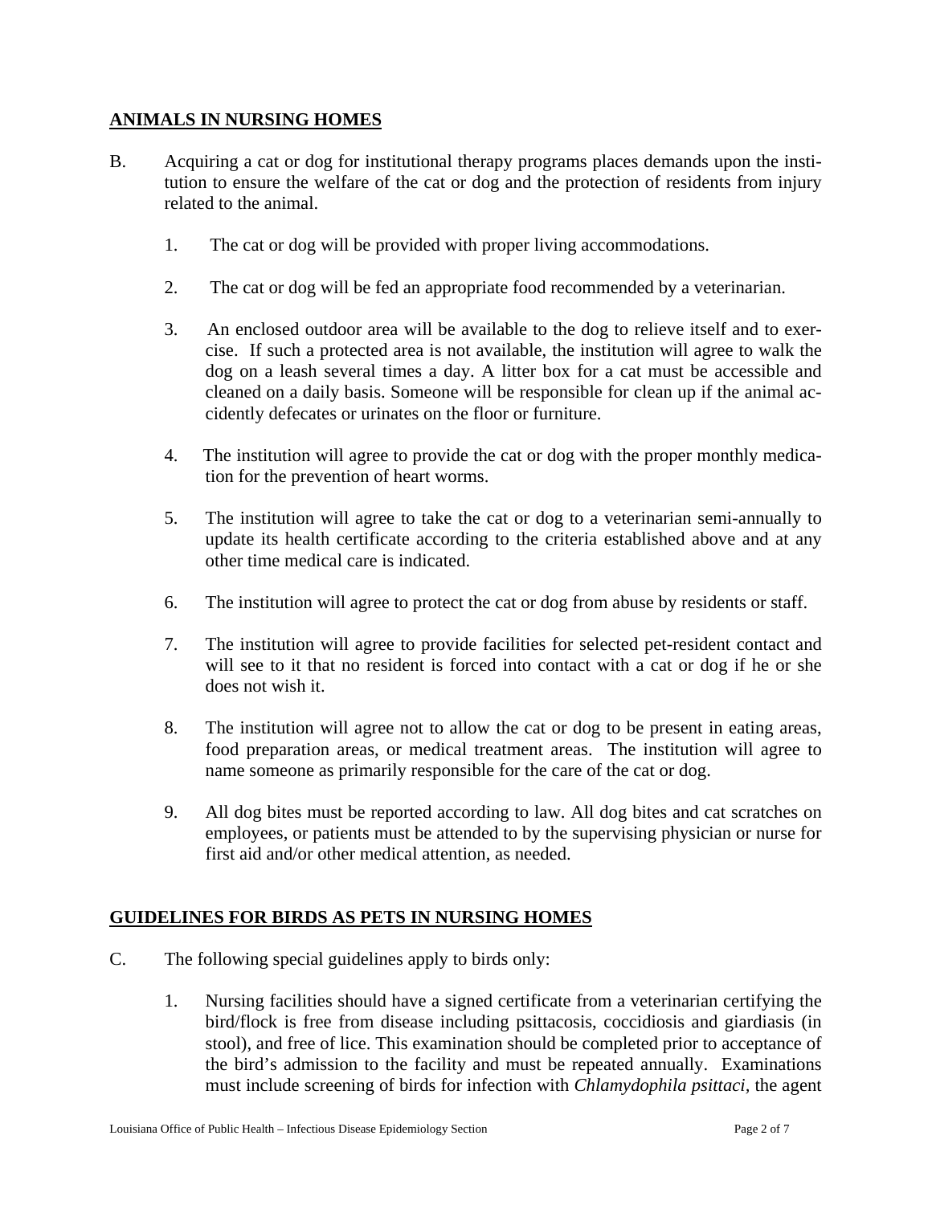## ANIMALS IN NURSING HOMES

B. Acquiring a cat or dog for institutional therapy programs places demands upon the institution to ensure the welfare of the cat or dog and the protection of residents from injury related to the animal.

1. The cat or dog will be provided with proper living accommodations.
2. The cat or dog will be fed an appropriate food recommended by a veterinarian.
3. An enclosed outdoor area will be available to the dog to relieve itself and to exercise. If such a protected area is not available, the institution will agree to walk the dog on a leash several times a day. A litter box for a cat must be accessible and cleaned on a daily basis. Someone will be responsible for clean up if the animal accidently defecates or urinates on the floor or furniture.
4. The institution will agree to provide the cat or dog with the proper monthly medication for the prevention of heart worms.
5. The institution will agree to take the cat or dog to a veterinarian semi-annually to update its health certificate according to the criteria established above and at any other time medical care is indicated.
6. The institution will agree to protect the cat or dog from abuse by residents or staff.
7. The institution will agree to provide facilities for selected pet-resident contact and will see to it that no resident is forced into contact with a cat or dog if he or she does not wish it.
8. The institution will agree not to allow the cat or dog to be present in eating areas, food preparation areas, or medical treatment areas. The institution will agree to name someone as primarily responsible for the care of the cat or dog.
9. All dog bites must be reported according to law. All dog bites and cat scratches on employees, or patients must be attended to by the supervising physician or nurse for first aid and/or other medical attention, as needed.

## GUIDELINES FOR BIRDS AS PETS IN NURSING HOMES

C. The following special guidelines apply to birds only:

1. Nursing facilities should have a signed certificate from a veterinarian certifying the bird/flock is free from disease including psittacosis, coccidiosis and giardiasis (in stool), and free of lice. This examination should be completed prior to acceptance of the bird's admission to the facility and must be repeated annually. Examinations must include screening of birds for infection with *Chlamydophila psittaci*, the agent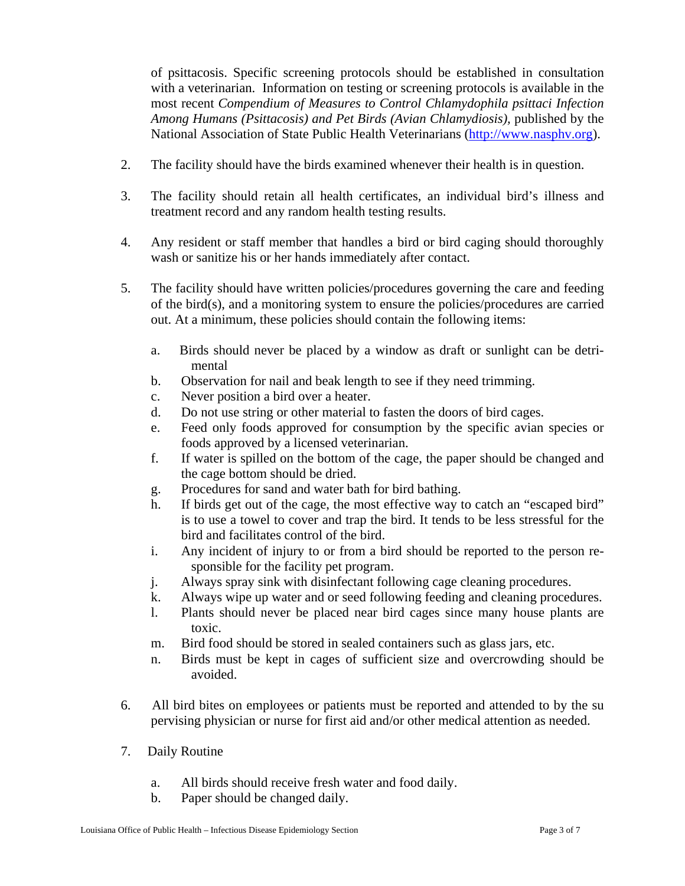of psittacosis. Specific screening protocols should be established in consultation with a veterinarian. Information on testing or screening protocols is available in the most recent *Compendium of Measures to Control Chlamydophila psittaci Infection Among Humans (Psittacosis) and Pet Birds (Avian Chlamydiosis)*, published by the National Association of State Public Health Veterinarians (http://www.nasphv.org).

2. The facility should have the birds examined whenever their health is in question.

3. The facility should retain all health certificates, an individual bird's illness and treatment record and any random health testing results.

4. Any resident or staff member that handles a bird or bird caging should thoroughly wash or sanitize his or her hands immediately after contact.

5. The facility should have written policies/procedures governing the care and feeding of the bird(s), and a monitoring system to ensure the policies/procedures are carried out. At a minimum, these policies should contain the following items:

   a. Birds should never be placed by a window as draft or sunlight can be detrimental
   b. Observation for nail and beak length to see if they need trimming.
   c. Never position a bird over a heater.
   d. Do not use string or other material to fasten the doors of bird cages.
   e. Feed only foods approved for consumption by the specific avian species or foods approved by a licensed veterinarian.
   f. If water is spilled on the bottom of the cage, the paper should be changed and the cage bottom should be dried.
   g. Procedures for sand and water bath for bird bathing.
   h. If birds get out of the cage, the most effective way to catch an "escaped bird" is to use a towel to cover and trap the bird. It tends to be less stressful for the bird and facilitates control of the bird.
   i. Any incident of injury to or from a bird should be reported to the person responsible for the facility pet program.
   j. Always spray sink with disinfectant following cage cleaning procedures.
   k. Always wipe up water and or seed following feeding and cleaning procedures.
   l. Plants should never be placed near bird cages since many house plants are toxic.
   m. Bird food should be stored in sealed containers such as glass jars, etc.
   n. Birds must be kept in cages of sufficient size and overcrowding should be avoided.

6. All bird bites on employees or patients must be reported and attended to by the supervising physician or nurse for first aid and/or other medical attention as needed.

7. Daily Routine

   a. All birds should receive fresh water and food daily.
   b. Paper should be changed daily.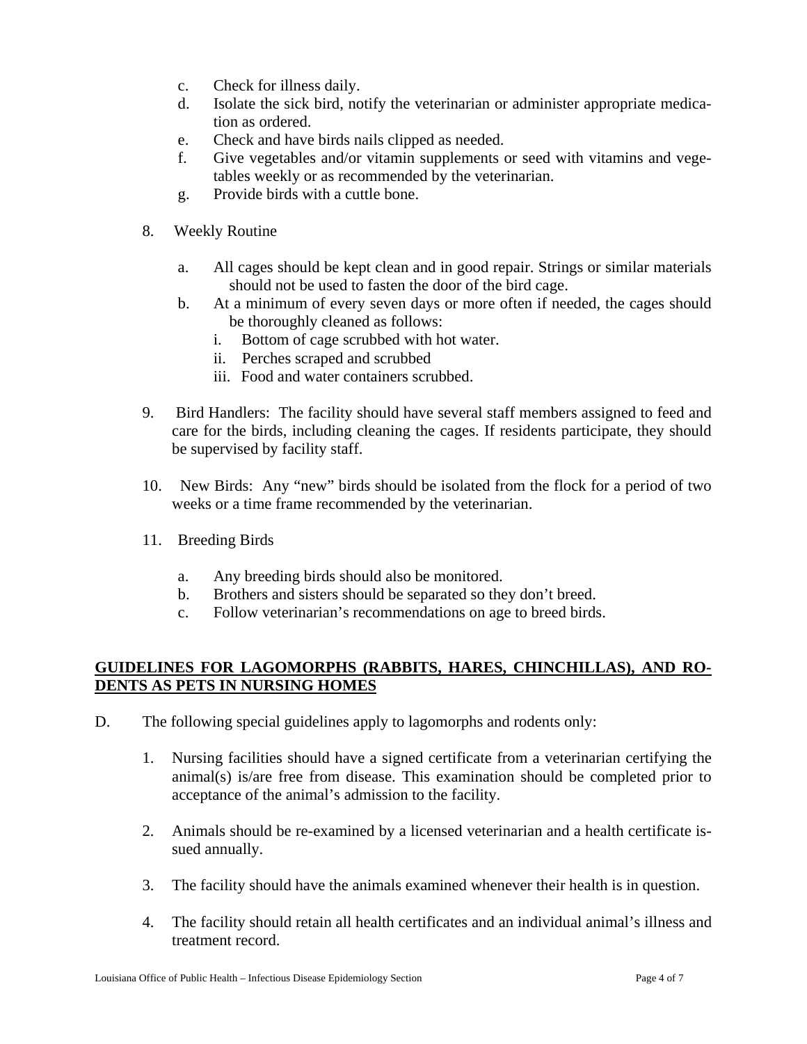c. Check for illness daily.
d. Isolate the sick bird, notify the veterinarian or administer appropriate medication as ordered.
e. Check and have birds nails clipped as needed.
f. Give vegetables and/or vitamin supplements or seed with vitamins and vegetables weekly or as recommended by the veterinarian.
g. Provide birds with a cuttle bone.

8. Weekly Routine

   a. All cages should be kept clean and in good repair. Strings or similar materials should not be used to fasten the door of the bird cage.
   b. At a minimum of every seven days or more often if needed, the cages should be thoroughly cleaned as follows:
      i. Bottom of cage scrubbed with hot water.
      ii. Perches scraped and scrubbed
      iii. Food and water containers scrubbed.

9. Bird Handlers: The facility should have several staff members assigned to feed and care for the birds, including cleaning the cages. If residents participate, they should be supervised by facility staff.

10. New Birds: Any "new" birds should be isolated from the flock for a period of two weeks or a time frame recommended by the veterinarian.

11. Breeding Birds

    a. Any breeding birds should also be monitored.
    b. Brothers and sisters should be separated so they don't breed.
    c. Follow veterinarian's recommendations on age to breed birds.

## GUIDELINES FOR LAGOMORPHS (RABBITS, HARES, CHINCHILLAS), AND RODENTS AS PETS IN NURSING HOMES

D. The following special guidelines apply to lagomorphs and rodents only:

1. Nursing facilities should have a signed certificate from a veterinarian certifying the animal(s) is/are free from disease. This examination should be completed prior to acceptance of the animal's admission to the facility.

2. Animals should be re-examined by a licensed veterinarian and a health certificate issued annually.

3. The facility should have the animals examined whenever their health is in question.

4. The facility should retain all health certificates and an individual animal's illness and treatment record.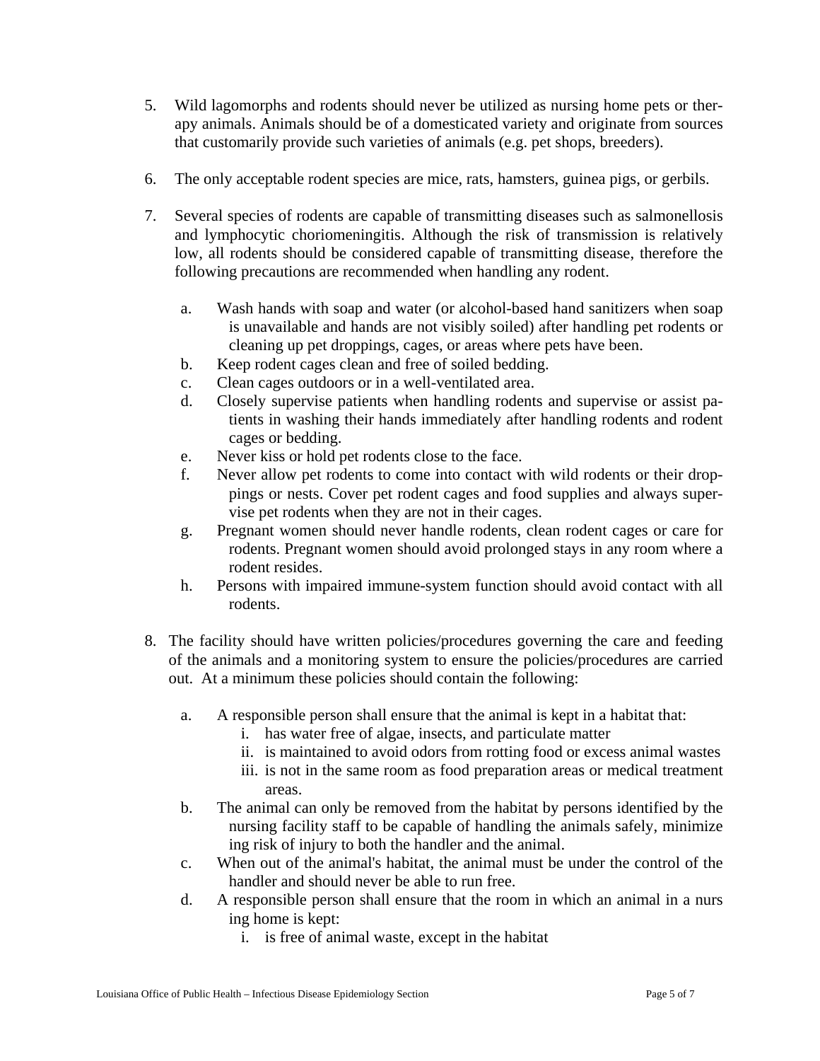5. Wild lagomorphs and rodents should never be utilized as nursing home pets or therapy animals. Animals should be of a domesticated variety and originate from sources that customarily provide such varieties of animals (e.g. pet shops, breeders).

6. The only acceptable rodent species are mice, rats, hamsters, guinea pigs, or gerbils.

7. Several species of rodents are capable of transmitting diseases such as salmonellosis and lymphocytic choriomeningitis. Although the risk of transmission is relatively low, all rodents should be considered capable of transmitting disease, therefore the following precautions are recommended when handling any rodent.

   a. Wash hands with soap and water (or alcohol-based hand sanitizers when soap is unavailable and hands are not visibly soiled) after handling pet rodents or cleaning up pet droppings, cages, or areas where pets have been.
   b. Keep rodent cages clean and free of soiled bedding.
   c. Clean cages outdoors or in a well-ventilated area.
   d. Closely supervise patients when handling rodents and supervise or assist patients in washing their hands immediately after handling rodents and rodent cages or bedding.
   e. Never kiss or hold pet rodents close to the face.
   f. Never allow pet rodents to come into contact with wild rodents or their droppings or nests. Cover pet rodent cages and food supplies and always supervise pet rodents when they are not in their cages.
   g. Pregnant women should never handle rodents, clean rodent cages or care for rodents. Pregnant women should avoid prolonged stays in any room where a rodent resides.
   h. Persons with impaired immune-system function should avoid contact with all rodents.

8. The facility should have written policies/procedures governing the care and feeding of the animals and a monitoring system to ensure the policies/procedures are carried out. At a minimum these policies should contain the following:

   a. A responsible person shall ensure that the animal is kept in a habitat that:
      i. has water free of algae, insects, and particulate matter
      ii. is maintained to avoid odors from rotting food or excess animal wastes
      iii. is not in the same room as food preparation areas or medical treatment areas.
   b. The animal can only be removed from the habitat by persons identified by the nursing facility staff to be capable of handling the animals safely, minimize ing risk of injury to both the handler and the animal.
   c. When out of the animal's habitat, the animal must be under the control of the handler and should never be able to run free.
   d. A responsible person shall ensure that the room in which an animal in a nurs ing home is kept:
      i. is free of animal waste, except in the habitat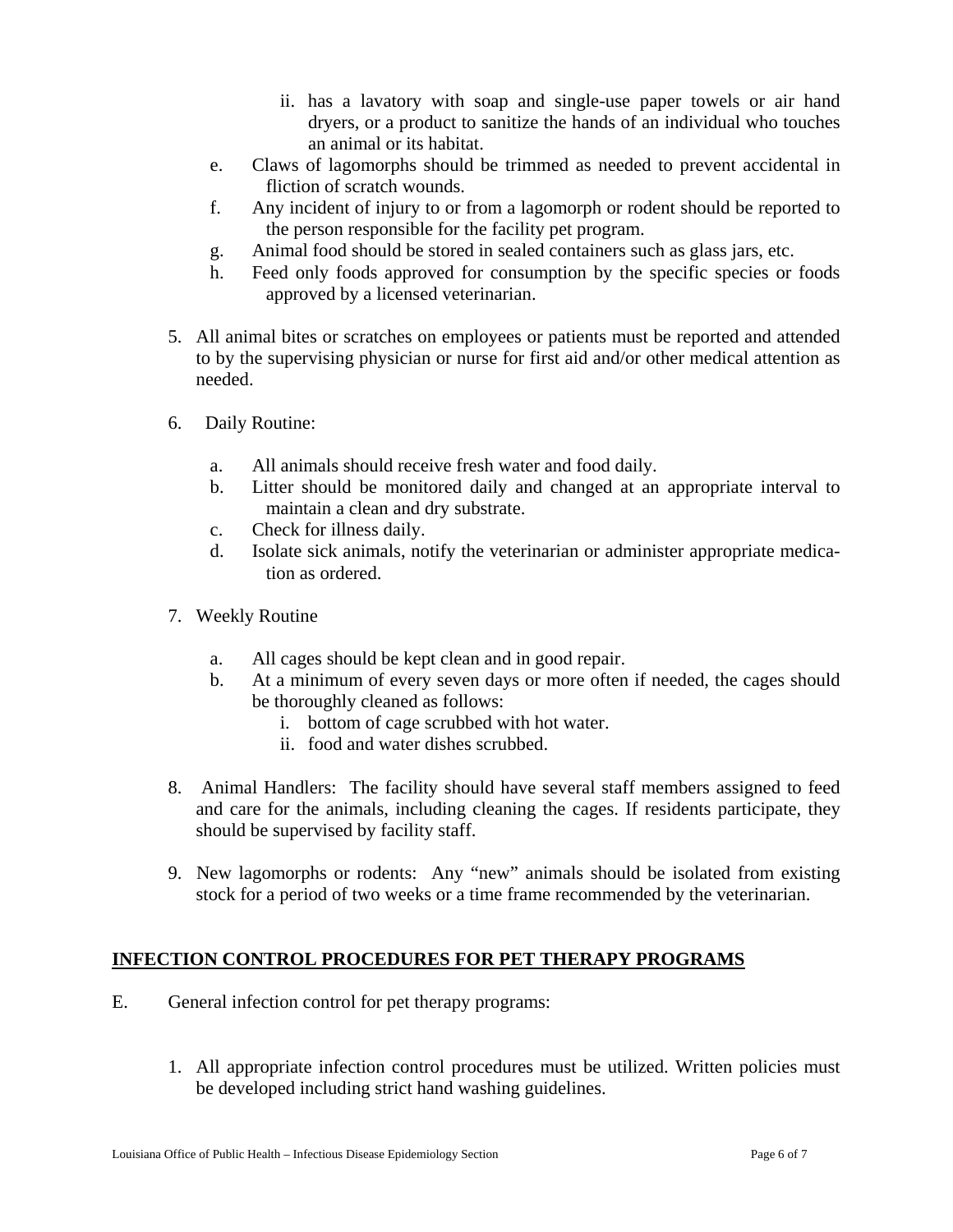ii. has a lavatory with soap and single-use paper towels or air hand dryers, or a product to sanitize the hands of an individual who touches an animal or its habitat.

   e. Claws of lagomorphs should be trimmed as needed to prevent accidental infliction of scratch wounds.
   f. Any incident of injury to or from a lagomorph or rodent should be reported to the person responsible for the facility pet program.
   g. Animal food should be stored in sealed containers such as glass jars, etc.
   h. Feed only foods approved for consumption by the specific species or foods approved by a licensed veterinarian.

5. All animal bites or scratches on employees or patients must be reported and attended to by the supervising physician or nurse for first aid and/or other medical attention as needed.

6. Daily Routine:

   a. All animals should receive fresh water and food daily.
   b. Litter should be monitored daily and changed at an appropriate interval to maintain a clean and dry substrate.
   c. Check for illness daily.
   d. Isolate sick animals, notify the veterinarian or administer appropriate medication as ordered.

7. Weekly Routine

   a. All cages should be kept clean and in good repair.
   b. At a minimum of every seven days or more often if needed, the cages should be thoroughly cleaned as follows:
      i. bottom of cage scrubbed with hot water.
      ii. food and water dishes scrubbed.

8. Animal Handlers: The facility should have several staff members assigned to feed and care for the animals, including cleaning the cages. If residents participate, they should be supervised by facility staff.

9. New lagomorphs or rodents: Any "new" animals should be isolated from existing stock for a period of two weeks or a time frame recommended by the veterinarian.

## INFECTION CONTROL PROCEDURES FOR PET THERAPY PROGRAMS

E. General infection control for pet therapy programs:

   1. All appropriate infection control procedures must be utilized. Written policies must be developed including strict hand washing guidelines.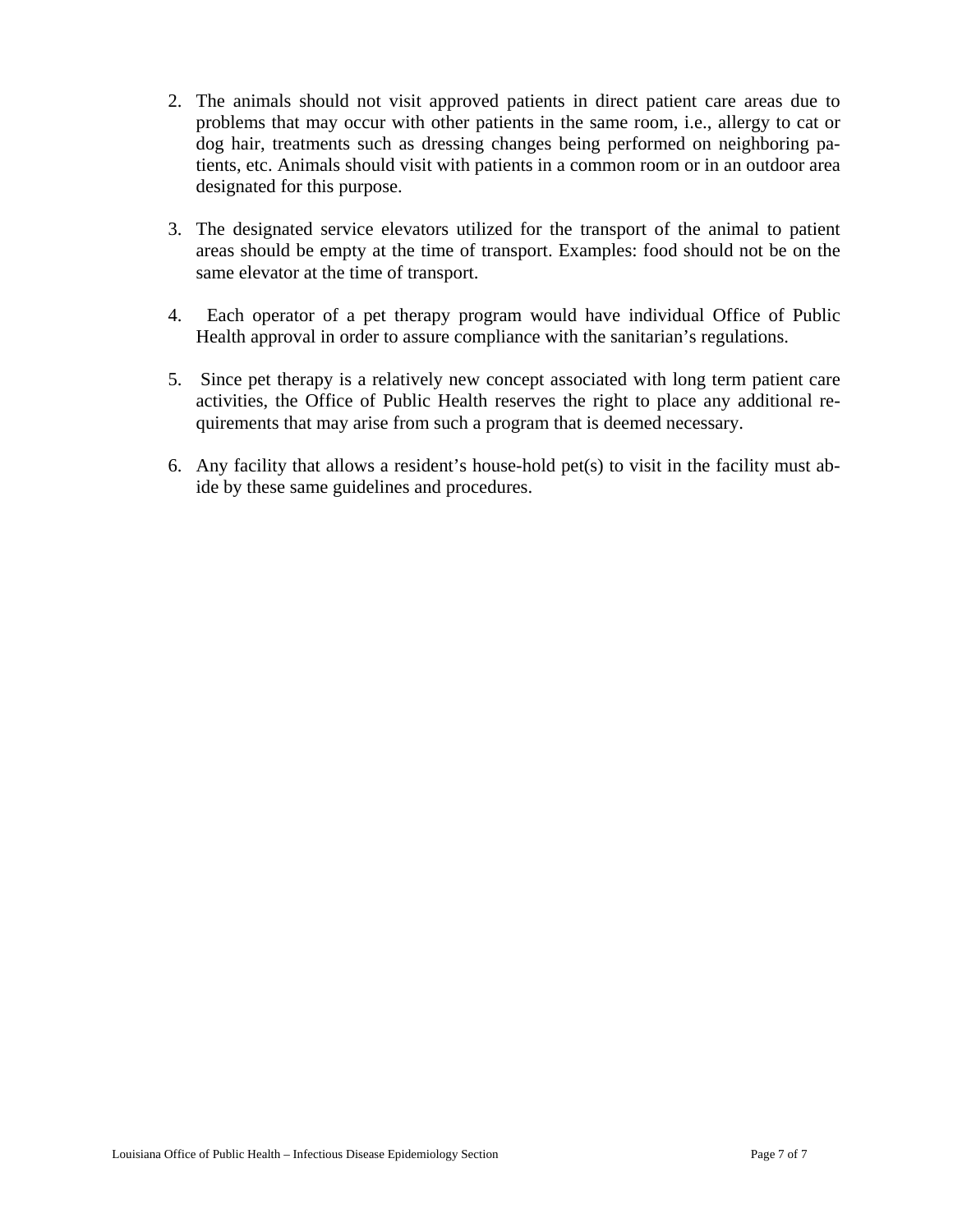2. The animals should not visit approved patients in direct patient care areas due to problems that may occur with other patients in the same room, i.e., allergy to cat or dog hair, treatments such as dressing changes being performed on neighboring patients, etc. Animals should visit with patients in a common room or in an outdoor area designated for this purpose.

3. The designated service elevators utilized for the transport of the animal to patient areas should be empty at the time of transport. Examples: food should not be on the same elevator at the time of transport.

4. Each operator of a pet therapy program would have individual Office of Public Health approval in order to assure compliance with the sanitarian's regulations.

5. Since pet therapy is a relatively new concept associated with long term patient care activities, the Office of Public Health reserves the right to place any additional requirements that may arise from such a program that is deemed necessary.

6. Any facility that allows a resident's house-hold pet(s) to visit in the facility must abide by these same guidelines and procedures.